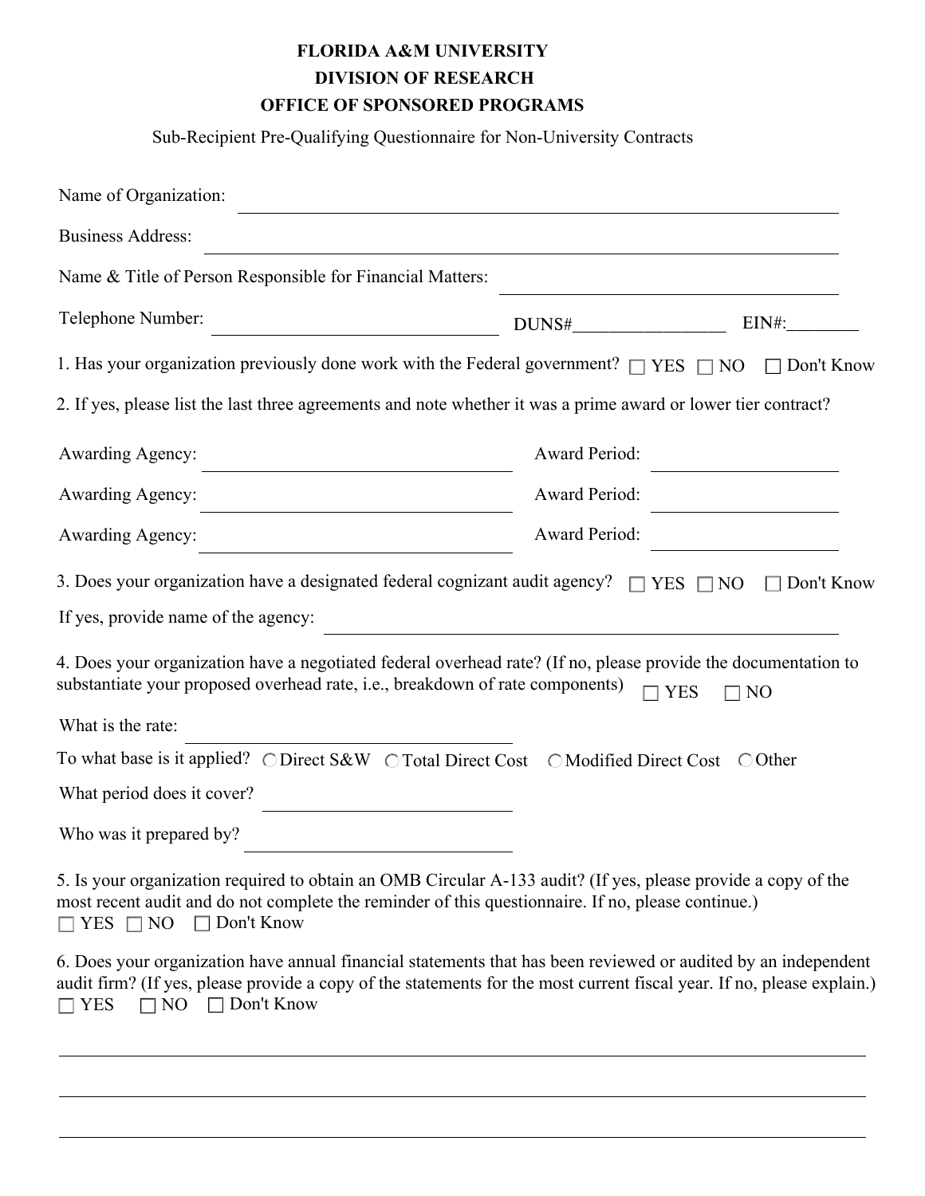# FLORIDA A&M UNIVERSITY
## DIVISION OF RESEARCH
## OFFICE OF SPONSORED PROGRAMS

Sub-Recipient Pre-Qualifying Questionnaire for Non-University Contracts

Name of Organization: ______________________________________________

Business Address: ______________________________________________

Name & Title of Person Responsible for Financial Matters: ______________________________

Telephone Number: ______________________ DUNS#_________________ EIN#:________

1. Has your organization previously done work with the Federal government? ☐ YES ☐ NO ☐ Don't Know

2. If yes, please list the last three agreements and note whether it was a prime award or lower tier contract?

Awarding Agency: ______________________ Award Period: ______________

Awarding Agency: ______________________ Award Period: ______________

Awarding Agency: ______________________ Award Period: ______________

3. Does your organization have a designated federal cognizant audit agency? ☐ YES ☐ NO ☐ Don't Know

If yes, provide name of the agency: ______________________________________________

4. Does your organization have a negotiated federal overhead rate? (If no, please provide the documentation to substantiate your proposed overhead rate, i.e., breakdown of rate components) ☐ YES ☐ NO

What is the rate: ______________________

To what base is it applied? ○ Direct S&W ○ Total Direct Cost ○ Modified Direct Cost ○ Other

What period does it cover? ______________________

Who was it prepared by? ______________________

5. Is your organization required to obtain an OMB Circular A-133 audit? (If yes, please provide a copy of the most recent audit and do not complete the reminder of this questionnaire. If no, please continue.)
☐ YES ☐ NO ☐ Don't Know

6. Does your organization have annual financial statements that has been reviewed or audited by an independent audit firm? (If yes, please provide a copy of the statements for the most current fiscal year. If no, please explain.)
☐ YES ☐ NO ☐ Don't Know

______________________________________________________________________

______________________________________________________________________

______________________________________________________________________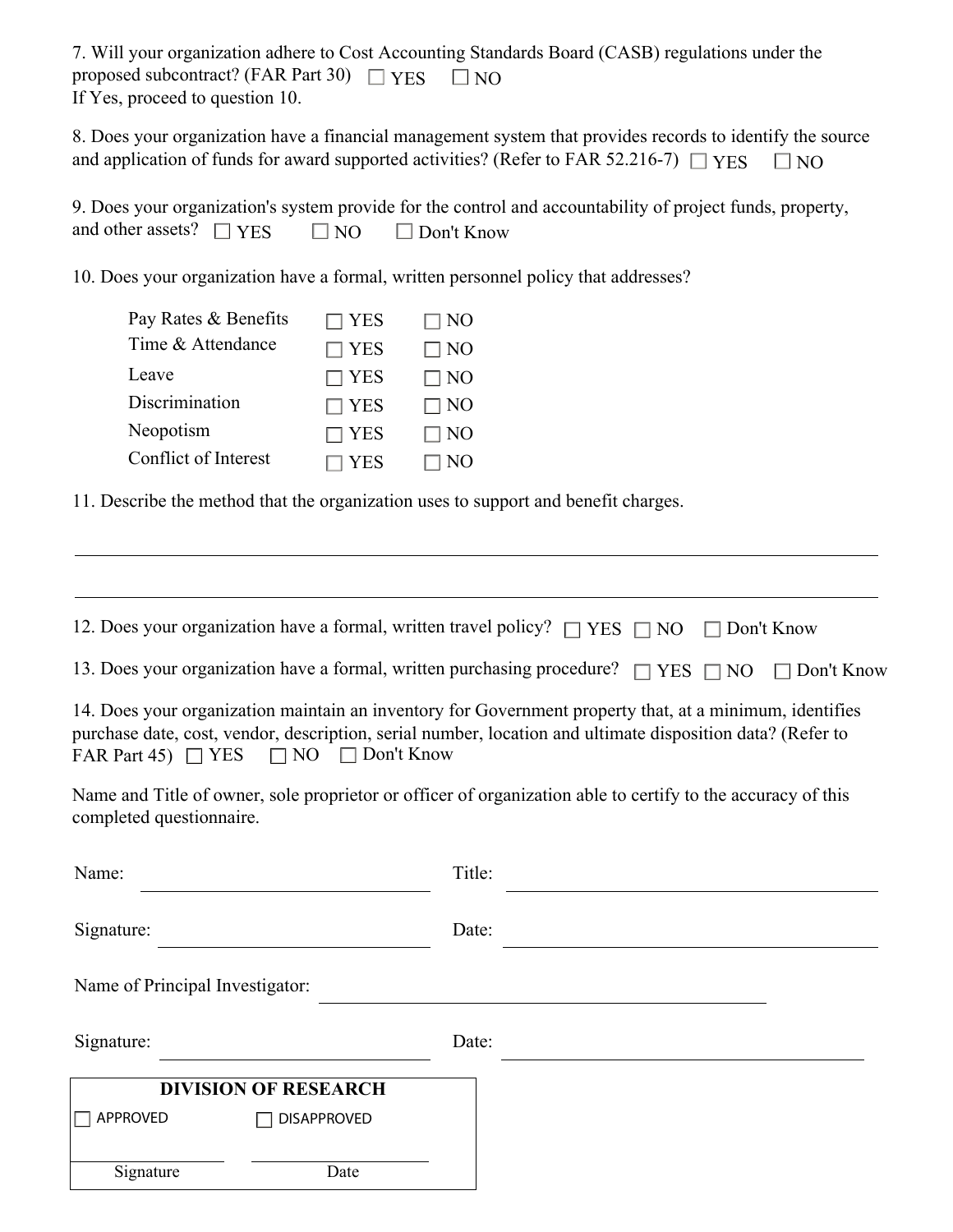7. Will your organization adhere to Cost Accounting Standards Board (CASB) regulations under the proposed subcontract? (FAR Part 30) ☐ YES ☐ NO
If Yes, proceed to question 10.

8. Does your organization have a financial management system that provides records to identify the source and application of funds for award supported activities? (Refer to FAR 52.216-7) ☐ YES ☐ NO

9. Does your organization's system provide for the control and accountability of project funds, property, and other assets? ☐ YES ☐ NO ☐ Don't Know

10. Does your organization have a formal, written personnel policy that addresses?

| | | |
|---|---|---|
| Pay Rates & Benefits | ☐ YES | ☐ NO |
| Time & Attendance | ☐ YES | ☐ NO |
| Leave | ☐ YES | ☐ NO |
| Discrimination | ☐ YES | ☐ NO |
| Neopotism | ☐ YES | ☐ NO |
| Conflict of Interest | ☐ YES | ☐ NO |

11. Describe the method that the organization uses to support and benefit charges.

______________________________________________________________________

______________________________________________________________________

12. Does your organization have a formal, written travel policy? ☐ YES ☐ NO ☐ Don't Know

13. Does your organization have a formal, written purchasing procedure? ☐ YES ☐ NO ☐ Don't Know

14. Does your organization maintain an inventory for Government property that, at a minimum, identifies purchase date, cost, vendor, description, serial number, location and ultimate disposition data? (Refer to FAR Part 45) ☐ YES ☐ NO ☐ Don't Know

Name and Title of owner, sole proprietor or officer of organization able to certify to the accuracy of this completed questionnaire.

Name: ______________________ Title: ______________________

Signature: ______________________ Date: ______________________

Name of Principal Investigator: ______________________

Signature: ______________________ Date: ______________________

**DIVISION OF RESEARCH**

☐ APPROVED ☐ DISAPPROVED

______________________ ______________________
Signature Date